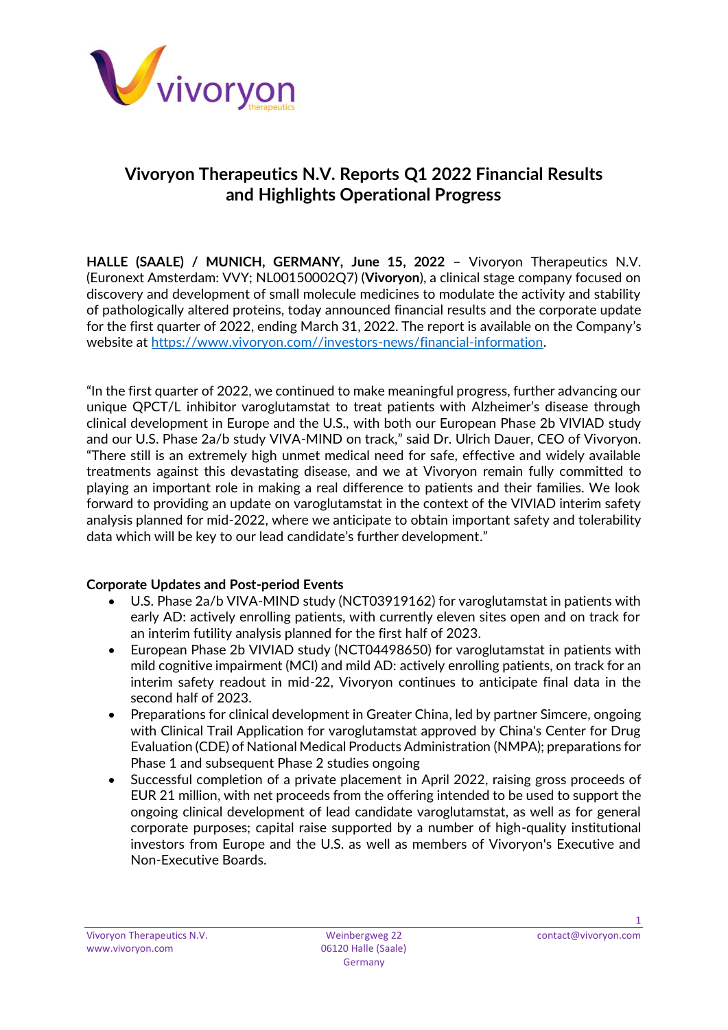# Vivoryon Therapeutics N.V. Reports Q1 2022 Financial Results and Highlights Operational Progress

**HALLE (SAALE) / MUNICH, GERMANY, June 15, 2022** – Vivoryon Therapeutics N.V. (Euronext Amsterdam: VVY; NL00150002Q7) (**Vivoryon**), a clinical stage company focused on discovery and development of small molecule medicines to modulate the activity and stability of pathologically altered proteins, today announced financial results and the corporate update for the first quarter of 2022, ending March 31, 2022. The report is available on the Company's website at https://www.vivoryon.com//investors-news/financial-information.

"In the first quarter of 2022, we continued to make meaningful progress, further advancing our unique QPCT/L inhibitor varoglutamstat to treat patients with Alzheimer's disease through clinical development in Europe and the U.S., with both our European Phase 2b VIVIAD study and our U.S. Phase 2a/b study VIVA-MIND on track," said Dr. Ulrich Dauer, CEO of Vivoryon. "There still is an extremely high unmet medical need for safe, effective and widely available treatments against this devastating disease, and we at Vivoryon remain fully committed to playing an important role in making a real difference to patients and their families. We look forward to providing an update on varoglutamstat in the context of the VIVIAD interim safety analysis planned for mid-2022, where we anticipate to obtain important safety and tolerability data which will be key to our lead candidate's further development."

**Corporate Updates and Post-period Events**

- U.S. Phase 2a/b VIVA-MIND study (NCT03919162) for varoglutamstat in patients with early AD: actively enrolling patients, with currently eleven sites open and on track for an interim futility analysis planned for the first half of 2023.
- European Phase 2b VIVIAD study (NCT04498650) for varoglutamstat in patients with mild cognitive impairment (MCI) and mild AD: actively enrolling patients, on track for an interim safety readout in mid-22, Vivoryon continues to anticipate final data in the second half of 2023.
- Preparations for clinical development in Greater China, led by partner Simcere, ongoing with Clinical Trail Application for varoglutamstat approved by China's Center for Drug Evaluation (CDE) of National Medical Products Administration (NMPA); preparations for Phase 1 and subsequent Phase 2 studies ongoing
- Successful completion of a private placement in April 2022, raising gross proceeds of EUR 21 million, with net proceeds from the offering intended to be used to support the ongoing clinical development of lead candidate varoglutamstat, as well as for general corporate purposes; capital raise supported by a number of high-quality institutional investors from Europe and the U.S. as well as members of Vivoryon's Executive and Non-Executive Boards.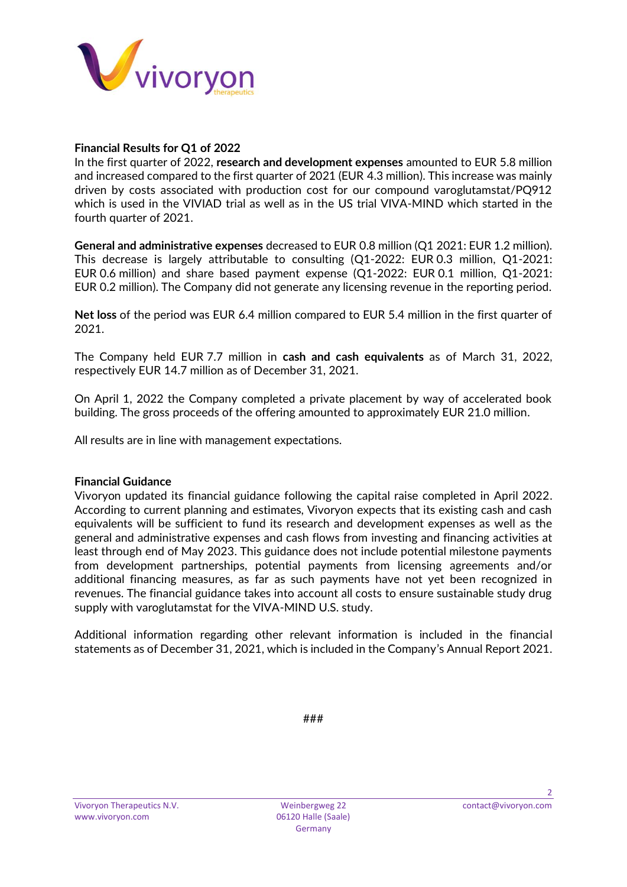**Financial Results for Q1 of 2022**

In the first quarter of 2022, **research and development expenses** amounted to EUR 5.8 million and increased compared to the first quarter of 2021 (EUR 4.3 million). This increase was mainly driven by costs associated with production cost for our compound varoglutamstat/PQ912 which is used in the VIVIAD trial as well as in the US trial VIVA-MIND which started in the fourth quarter of 2021.

**General and administrative expenses** decreased to EUR 0.8 million (Q1 2021: EUR 1.2 million). This decrease is largely attributable to consulting (Q1-2022: EUR 0.3 million, Q1-2021: EUR 0.6 million) and share based payment expense (Q1-2022: EUR 0.1 million, Q1-2021: EUR 0.2 million). The Company did not generate any licensing revenue in the reporting period.

**Net loss** of the period was EUR 6.4 million compared to EUR 5.4 million in the first quarter of 2021.

The Company held EUR 7.7 million in **cash and cash equivalents** as of March 31, 2022, respectively EUR 14.7 million as of December 31, 2021.

On April 1, 2022 the Company completed a private placement by way of accelerated book building. The gross proceeds of the offering amounted to approximately EUR 21.0 million.

All results are in line with management expectations.

**Financial Guidance**

Vivoryon updated its financial guidance following the capital raise completed in April 2022. According to current planning and estimates, Vivoryon expects that its existing cash and cash equivalents will be sufficient to fund its research and development expenses as well as the general and administrative expenses and cash flows from investing and financing activities at least through end of May 2023. This guidance does not include potential milestone payments from development partnerships, potential payments from licensing agreements and/or additional financing measures, as far as such payments have not yet been recognized in revenues. The financial guidance takes into account all costs to ensure sustainable study drug supply with varoglutamstat for the VIVA-MIND U.S. study.

Additional information regarding other relevant information is included in the financial statements as of December 31, 2021, which is included in the Company's Annual Report 2021.

###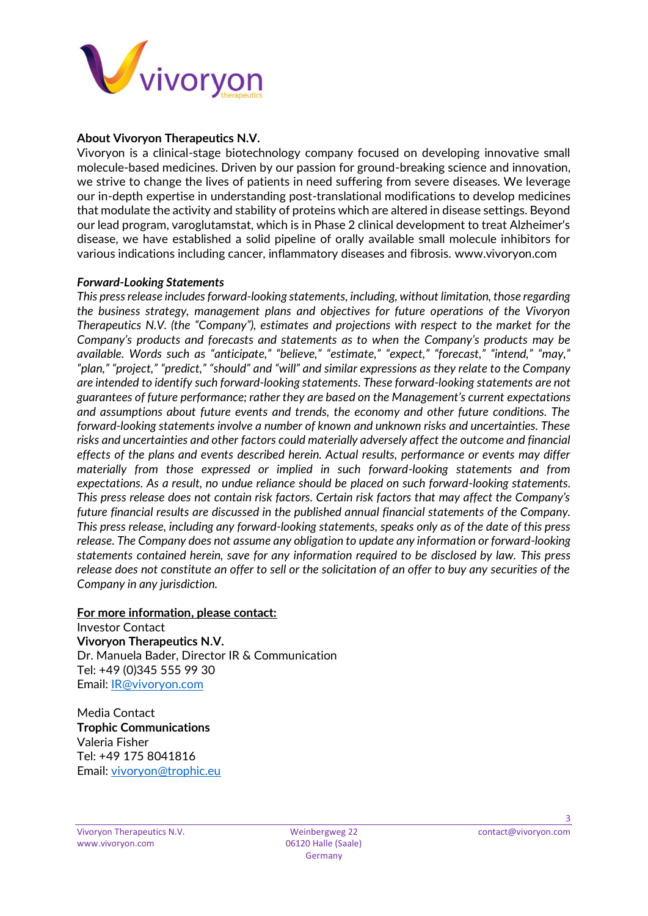**About Vivoryon Therapeutics N.V.**

Vivoryon is a clinical-stage biotechnology company focused on developing innovative small molecule-based medicines. Driven by our passion for ground-breaking science and innovation, we strive to change the lives of patients in need suffering from severe diseases. We leverage our in-depth expertise in understanding post-translational modifications to develop medicines that modulate the activity and stability of proteins which are altered in disease settings. Beyond our lead program, varoglutamstat, which is in Phase 2 clinical development to treat Alzheimer's disease, we have established a solid pipeline of orally available small molecule inhibitors for various indications including cancer, inflammatory diseases and fibrosis. www.vivoryon.com

***Forward-Looking Statements***

*This press release includes forward-looking statements, including, without limitation, those regarding the business strategy, management plans and objectives for future operations of the Vivoryon Therapeutics N.V. (the "Company"), estimates and projections with respect to the market for the Company's products and forecasts and statements as to when the Company's products may be available. Words such as "anticipate," "believe," "estimate," "expect," "forecast," "intend," "may," "plan," "project," "predict," "should" and "will" and similar expressions as they relate to the Company are intended to identify such forward-looking statements. These forward-looking statements are not guarantees of future performance; rather they are based on the Management's current expectations and assumptions about future events and trends, the economy and other future conditions. The forward-looking statements involve a number of known and unknown risks and uncertainties. These risks and uncertainties and other factors could materially adversely affect the outcome and financial effects of the plans and events described herein. Actual results, performance or events may differ materially from those expressed or implied in such forward-looking statements and from expectations. As a result, no undue reliance should be placed on such forward-looking statements. This press release does not contain risk factors. Certain risk factors that may affect the Company's future financial results are discussed in the published annual financial statements of the Company. This press release, including any forward-looking statements, speaks only as of the date of this press release. The Company does not assume any obligation to update any information or forward-looking statements contained herein, save for any information required to be disclosed by law. This press release does not constitute an offer to sell or the solicitation of an offer to buy any securities of the Company in any jurisdiction.*

**For more information, please contact:**

Investor Contact
**Vivoryon Therapeutics N.V.**
Dr. Manuela Bader, Director IR & Communication
Tel: +49 (0)345 555 99 30
Email: IR@vivoryon.com

Media Contact
**Trophic Communications**
Valeria Fisher
Tel: +49 175 8041816
Email: vivoryon@trophic.eu